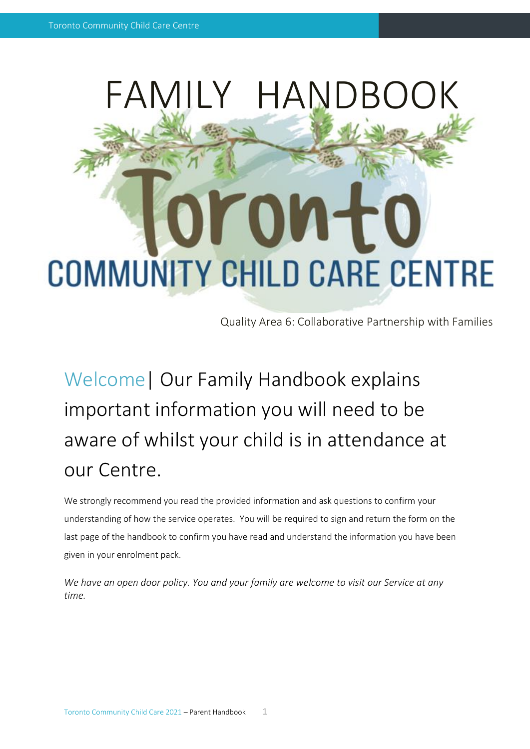# FAMILY HANDBOOK

Toronto
COMMUNITY CHILD CARE CENTRE

Quality Area 6: Collaborative Partnership with Families

## Welcome| Our Family Handbook explains important information you will need to be aware of whilst your child is in attendance at our Centre.

We strongly recommend you read the provided information and ask questions to confirm your understanding of how the service operates. You will be required to sign and return the form on the last page of the handbook to confirm you have read and understand the information you have been given in your enrolment pack.

*We have an open door policy. You and your family are welcome to visit our Service at any time.*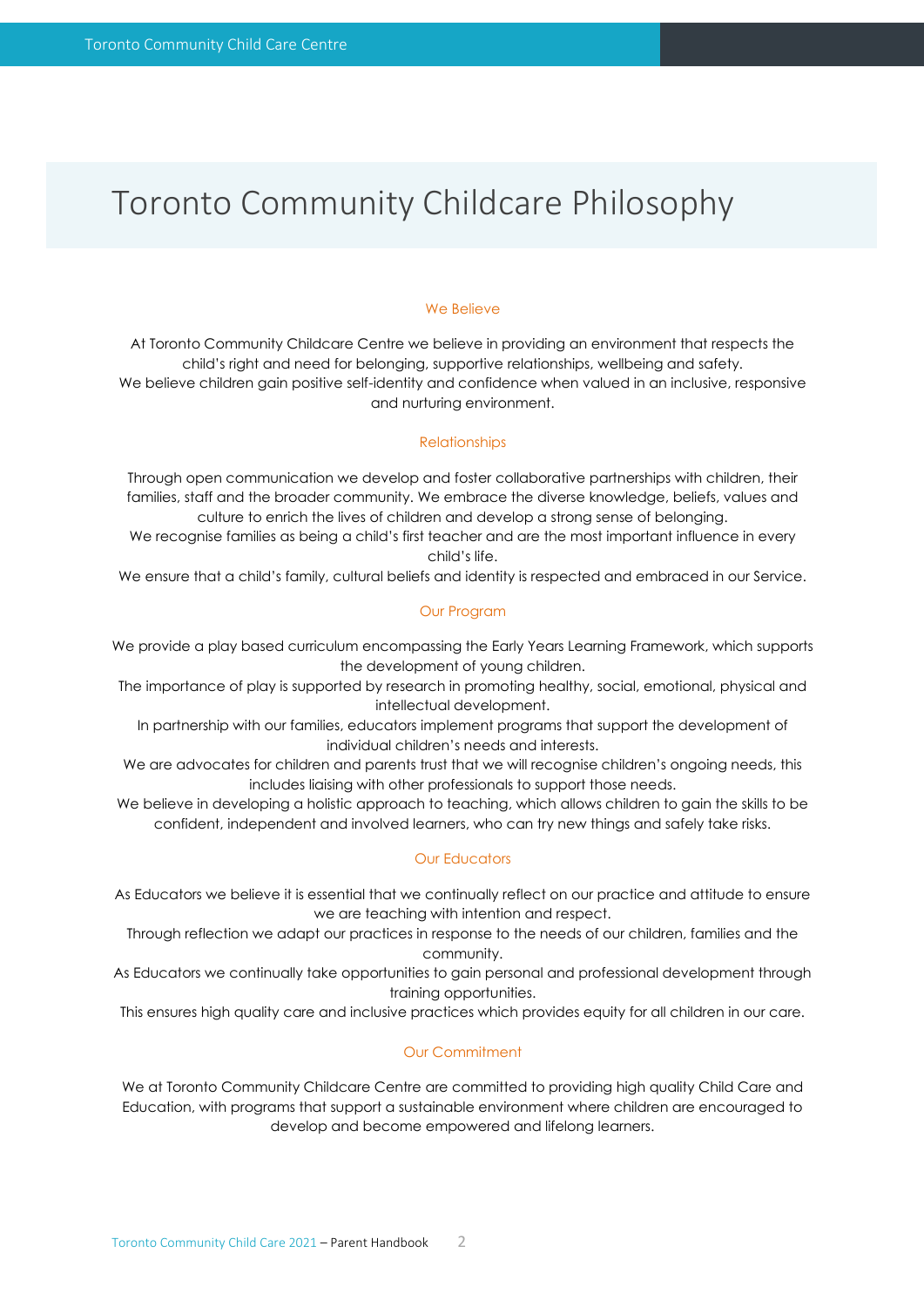# Toronto Community Childcare Philosophy

### We Believe

At Toronto Community Childcare Centre we believe in providing an environment that respects the child's right and need for belonging, supportive relationships, wellbeing and safety.
We believe children gain positive self-identity and confidence when valued in an inclusive, responsive and nurturing environment.

### Relationships

Through open communication we develop and foster collaborative partnerships with children, their families, staff and the broader community. We embrace the diverse knowledge, beliefs, values and culture to enrich the lives of children and develop a strong sense of belonging.
We recognise families as being a child's first teacher and are the most important influence in every child's life.
We ensure that a child's family, cultural beliefs and identity is respected and embraced in our Service.

### Our Program

We provide a play based curriculum encompassing the Early Years Learning Framework, which supports the development of young children.
The importance of play is supported by research in promoting healthy, social, emotional, physical and intellectual development.
In partnership with our families, educators implement programs that support the development of individual children's needs and interests.
We are advocates for children and parents trust that we will recognise children's ongoing needs, this includes liaising with other professionals to support those needs.
We believe in developing a holistic approach to teaching, which allows children to gain the skills to be confident, independent and involved learners, who can try new things and safely take risks.

### Our Educators

As Educators we believe it is essential that we continually reflect on our practice and attitude to ensure we are teaching with intention and respect.
Through reflection we adapt our practices in response to the needs of our children, families and the community.
As Educators we continually take opportunities to gain personal and professional development through training opportunities.
This ensures high quality care and inclusive practices which provides equity for all children in our care.

### Our Commitment

We at Toronto Community Childcare Centre are committed to providing high quality Child Care and Education, with programs that support a sustainable environment where children are encouraged to develop and become empowered and lifelong learners.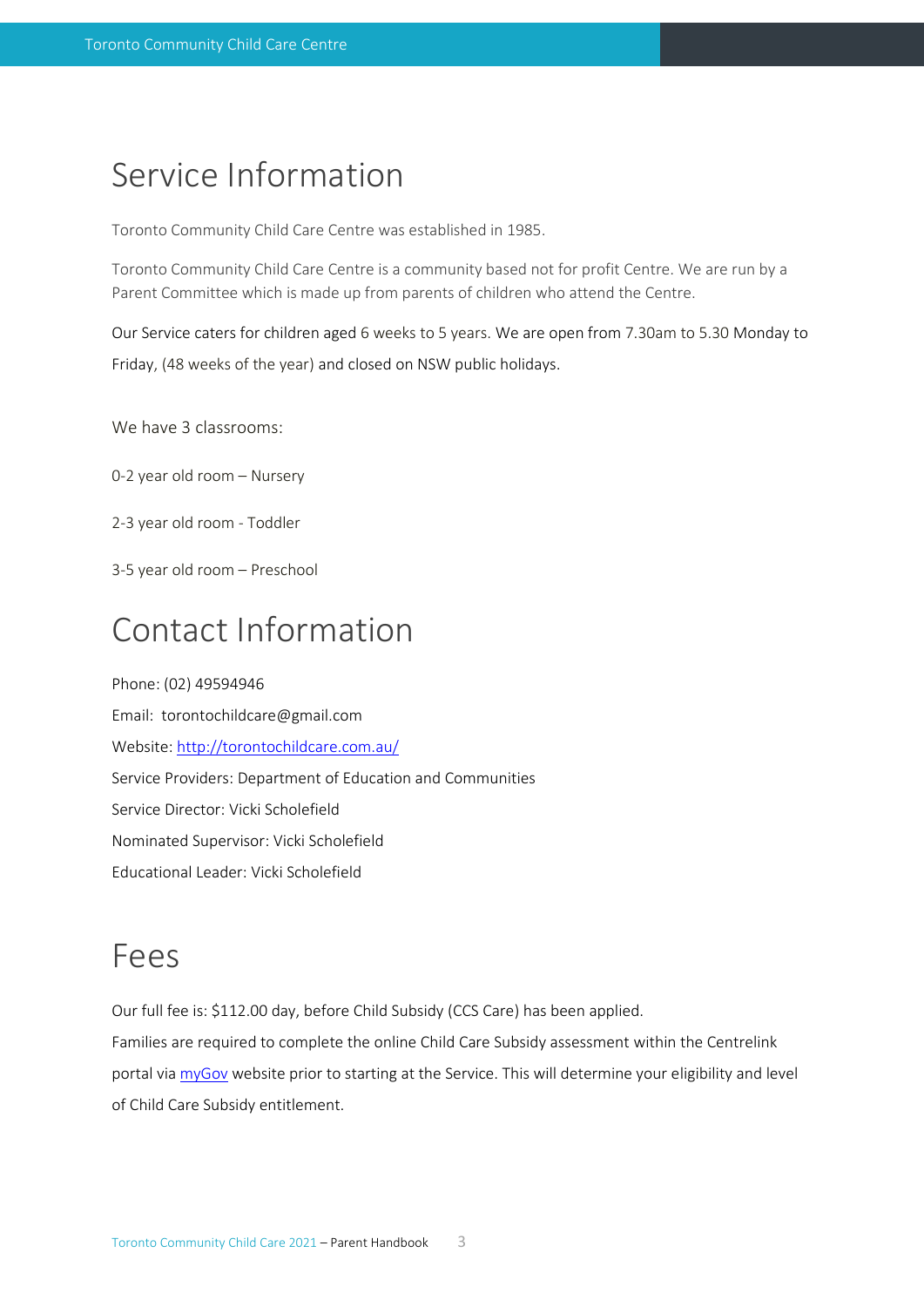# Service Information

Toronto Community Child Care Centre was established in 1985.

Toronto Community Child Care Centre is a community based not for profit Centre. We are run by a Parent Committee which is made up from parents of children who attend the Centre.

Our Service caters for children aged 6 weeks to 5 years. We are open from 7.30am to 5.30 Monday to Friday, (48 weeks of the year) and closed on NSW public holidays.

We have 3 classrooms:

0-2 year old room – Nursery

2-3 year old room - Toddler

3-5 year old room – Preschool

# Contact Information

Phone: (02) 49594946

Email: torontochildcare@gmail.com

Website: [http://torontochildcare.com.au/](http://torontochildcare.com.au/)

Service Providers: Department of Education and Communities

Service Director: Vicki Scholefield

Nominated Supervisor: Vicki Scholefield

Educational Leader: Vicki Scholefield

# Fees

Our full fee is: $112.00 day, before Child Subsidy (CCS Care) has been applied.

Families are required to complete the online Child Care Subsidy assessment within the Centrelink portal via myGov website prior to starting at the Service. This will determine your eligibility and level of Child Care Subsidy entitlement.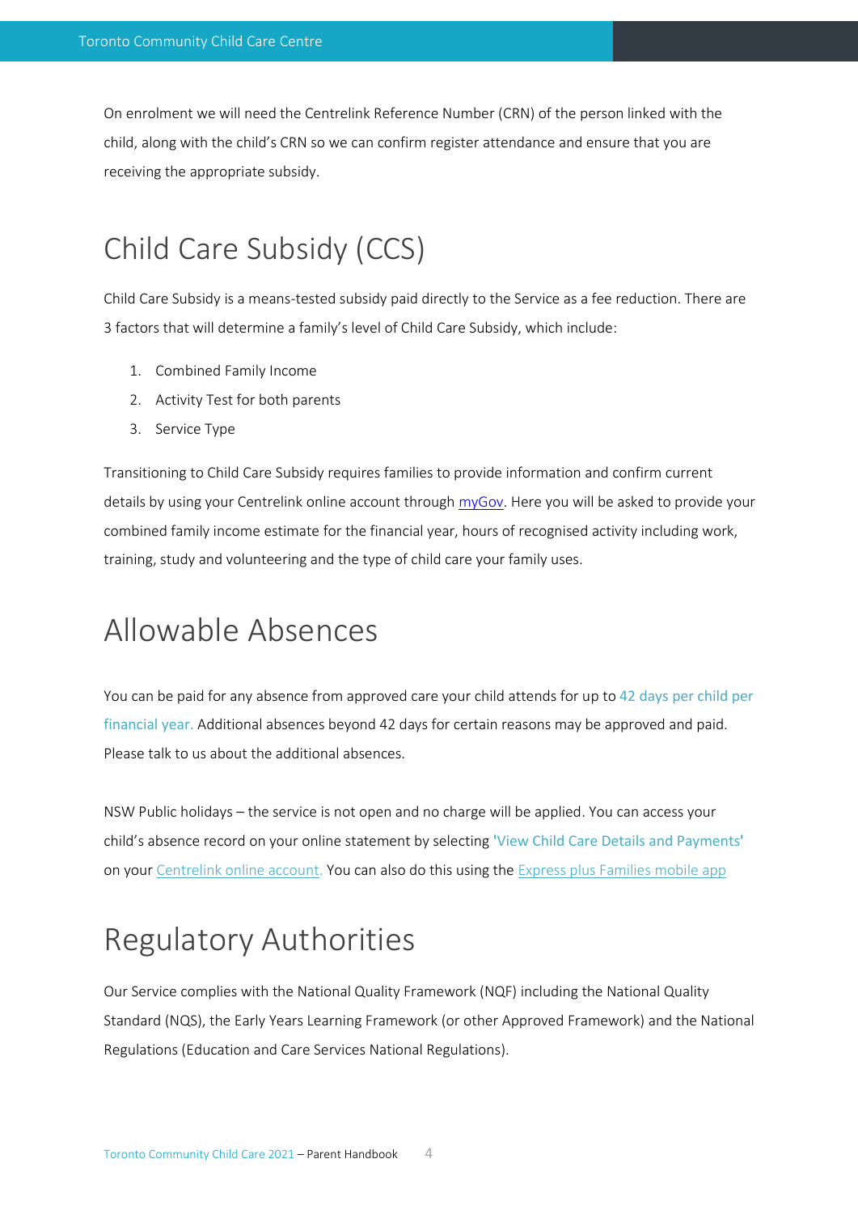On enrolment we will need the Centrelink Reference Number (CRN) of the person linked with the child, along with the child's CRN so we can confirm register attendance and ensure that you are receiving the appropriate subsidy.

# Child Care Subsidy (CCS)

Child Care Subsidy is a means-tested subsidy paid directly to the Service as a fee reduction. There are 3 factors that will determine a family's level of Child Care Subsidy, which include:

1. Combined Family Income
2. Activity Test for both parents
3. Service Type

Transitioning to Child Care Subsidy requires families to provide information and confirm current details by using your Centrelink online account through myGov. Here you will be asked to provide your combined family income estimate for the financial year, hours of recognised activity including work, training, study and volunteering and the type of child care your family uses.

# Allowable Absences

You can be paid for any absence from approved care your child attends for up to 42 days per child per financial year. Additional absences beyond 42 days for certain reasons may be approved and paid. Please talk to us about the additional absences.

NSW Public holidays – the service is not open and no charge will be applied. You can access your child's absence record on your online statement by selecting 'View Child Care Details and Payments' on your Centrelink online account. You can also do this using the Express plus Families mobile app

# Regulatory Authorities

Our Service complies with the National Quality Framework (NQF) including the National Quality Standard (NQS), the Early Years Learning Framework (or other Approved Framework) and the National Regulations (Education and Care Services National Regulations).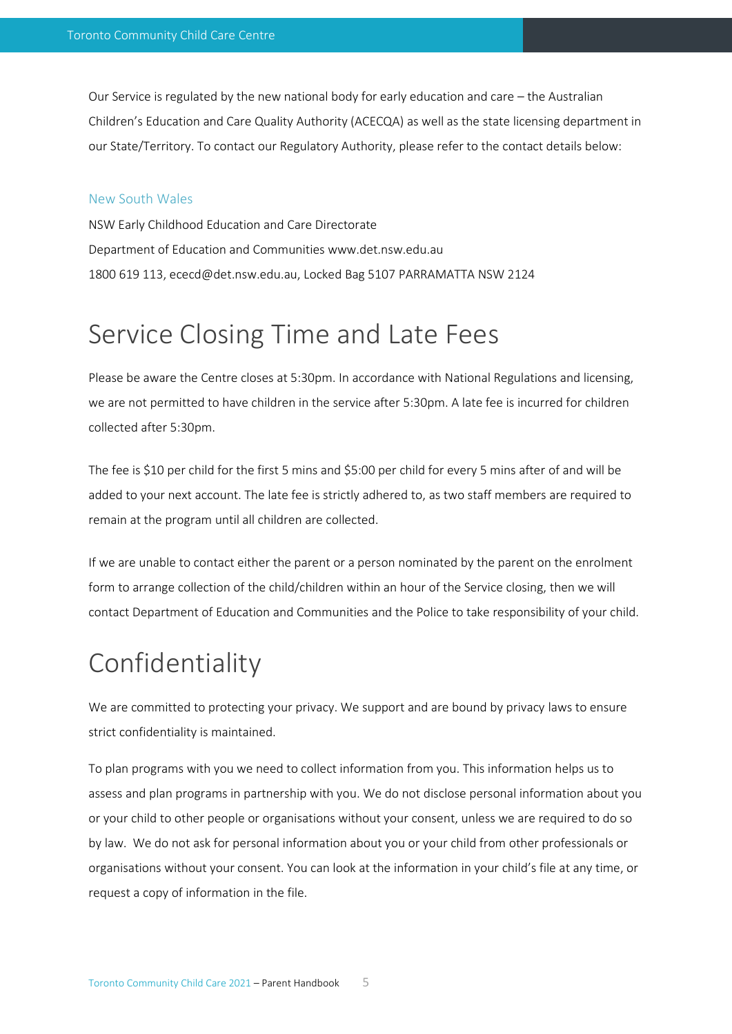Our Service is regulated by the new national body for early education and care – the Australian Children's Education and Care Quality Authority (ACECQA) as well as the state licensing department in our State/Territory. To contact our Regulatory Authority, please refer to the contact details below:

### New South Wales

NSW Early Childhood Education and Care Directorate
Department of Education and Communities www.det.nsw.edu.au
1800 619 113, ececd@det.nsw.edu.au, Locked Bag 5107 PARRAMATTA NSW 2124

# Service Closing Time and Late Fees

Please be aware the Centre closes at 5:30pm. In accordance with National Regulations and licensing, we are not permitted to have children in the service after 5:30pm. A late fee is incurred for children collected after 5:30pm.

The fee is $10 per child for the first 5 mins and $5:00 per child for every 5 mins after of and will be added to your next account. The late fee is strictly adhered to, as two staff members are required to remain at the program until all children are collected.

If we are unable to contact either the parent or a person nominated by the parent on the enrolment form to arrange collection of the child/children within an hour of the Service closing, then we will contact Department of Education and Communities and the Police to take responsibility of your child.

# Confidentiality

We are committed to protecting your privacy. We support and are bound by privacy laws to ensure strict confidentiality is maintained.

To plan programs with you we need to collect information from you. This information helps us to assess and plan programs in partnership with you. We do not disclose personal information about you or your child to other people or organisations without your consent, unless we are required to do so by law. We do not ask for personal information about you or your child from other professionals or organisations without your consent. You can look at the information in your child's file at any time, or request a copy of information in the file.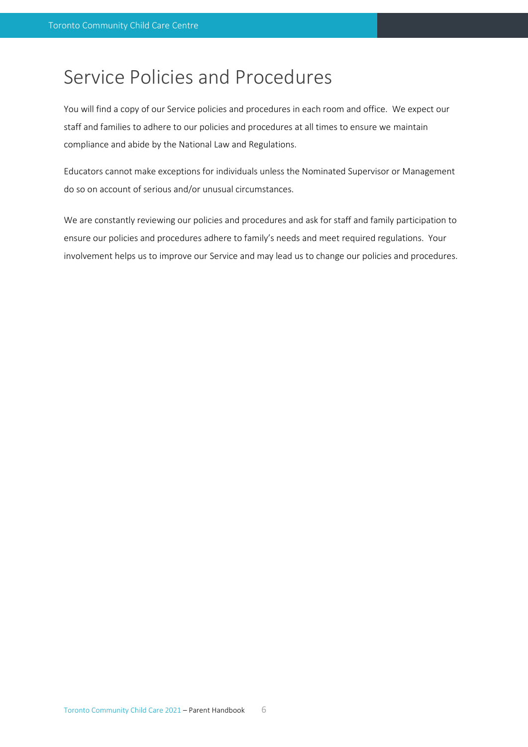# Service Policies and Procedures

You will find a copy of our Service policies and procedures in each room and office. We expect our staff and families to adhere to our policies and procedures at all times to ensure we maintain compliance and abide by the National Law and Regulations.

Educators cannot make exceptions for individuals unless the Nominated Supervisor or Management do so on account of serious and/or unusual circumstances.

We are constantly reviewing our policies and procedures and ask for staff and family participation to ensure our policies and procedures adhere to family's needs and meet required regulations. Your involvement helps us to improve our Service and may lead us to change our policies and procedures.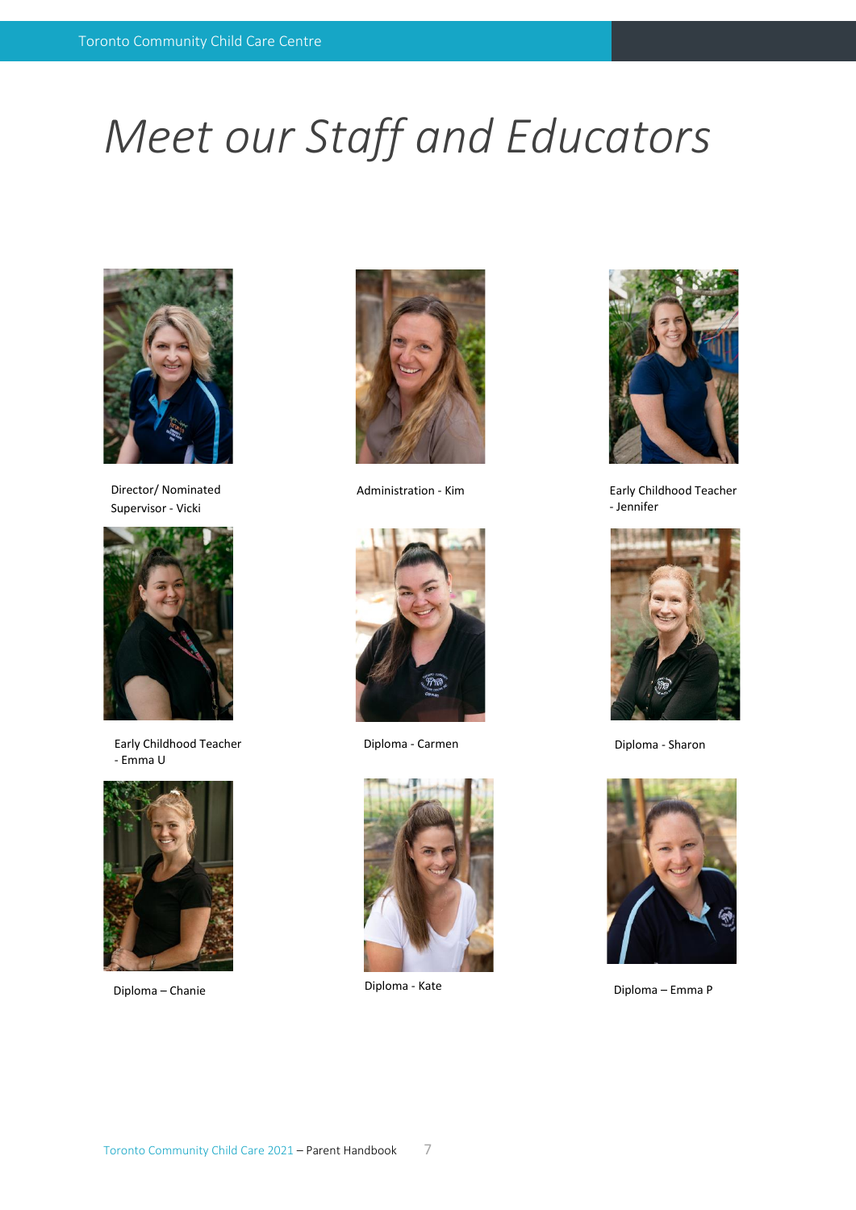# *Meet our Staff and Educators*

Director/ Nominated Supervisor - Vicki

Administration - Kim

Early Childhood Teacher - Jennifer

Early Childhood Teacher - Emma U

Diploma - Carmen

Diploma - Sharon

Diploma – Chanie

Diploma - Kate

Diploma – Emma P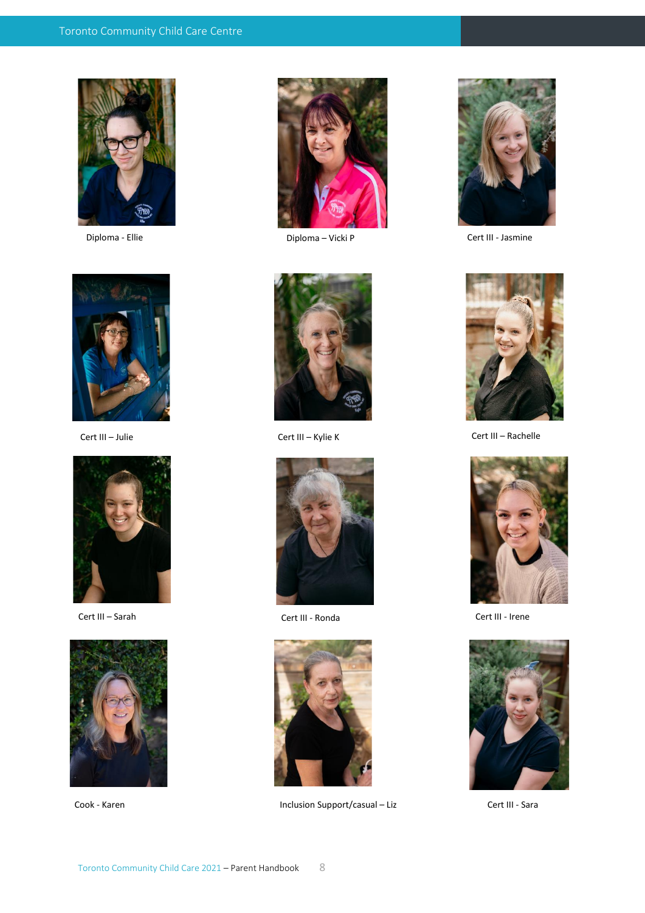Diploma - Ellie

Diploma – Vicki P

Cert III - Jasmine

Cert III – Julie

Cert III – Kylie K

Cert III – Rachelle

Cert III – Sarah

Cert III - Ronda

Cert III - Irene

Cook - Karen

Inclusion Support/casual – Liz

Cert III - Sara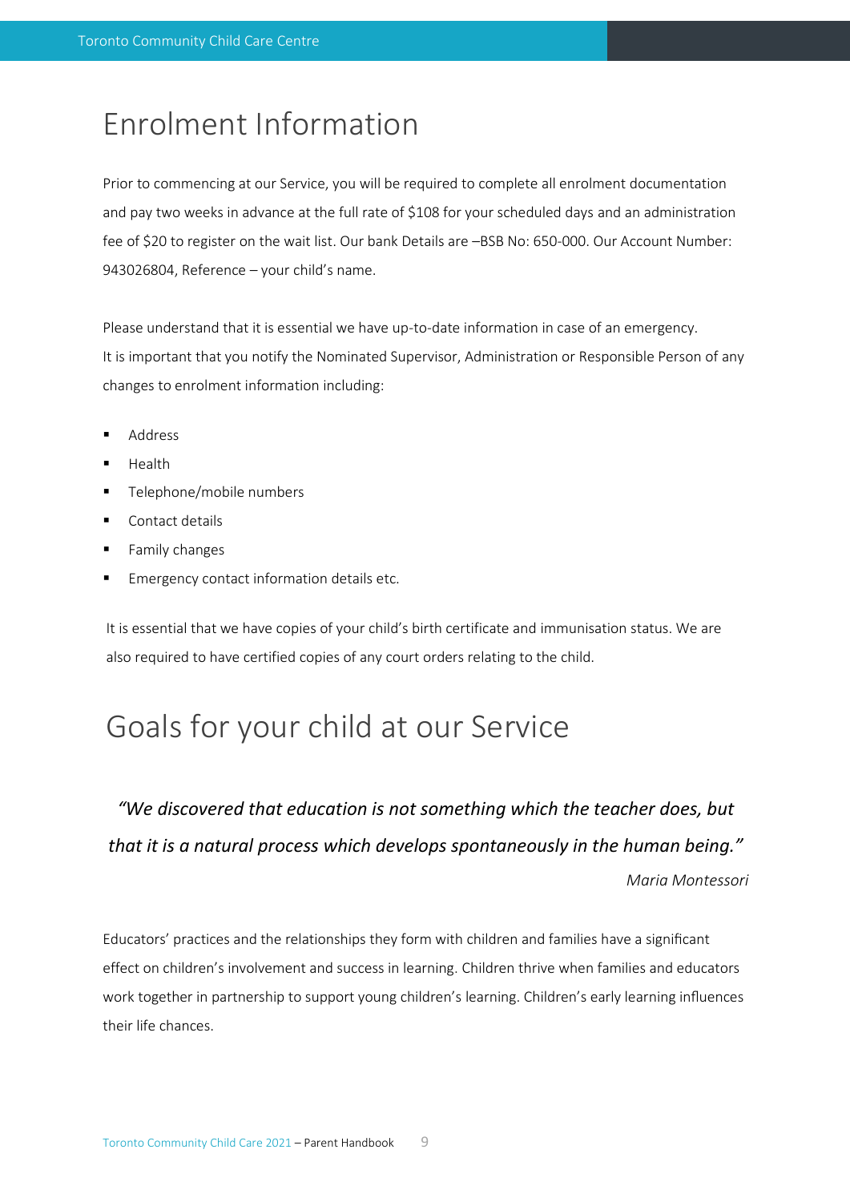# Enrolment Information

Prior to commencing at our Service, you will be required to complete all enrolment documentation and pay two weeks in advance at the full rate of $108 for your scheduled days and an administration fee of $20 to register on the wait list. Our bank Details are –BSB No: 650-000. Our Account Number: 943026804, Reference – your child's name.

Please understand that it is essential we have up-to-date information in case of an emergency. It is important that you notify the Nominated Supervisor, Administration or Responsible Person of any changes to enrolment information including:

- Address
- Health
- Telephone/mobile numbers
- Contact details
- Family changes
- Emergency contact information details etc.

It is essential that we have copies of your child's birth certificate and immunisation status. We are also required to have certified copies of any court orders relating to the child.

# Goals for your child at our Service

*"We discovered that education is not something which the teacher does, but that it is a natural process which develops spontaneously in the human being."*

*Maria Montessori*

Educators' practices and the relationships they form with children and families have a significant effect on children's involvement and success in learning. Children thrive when families and educators work together in partnership to support young children's learning. Children's early learning influences their life chances.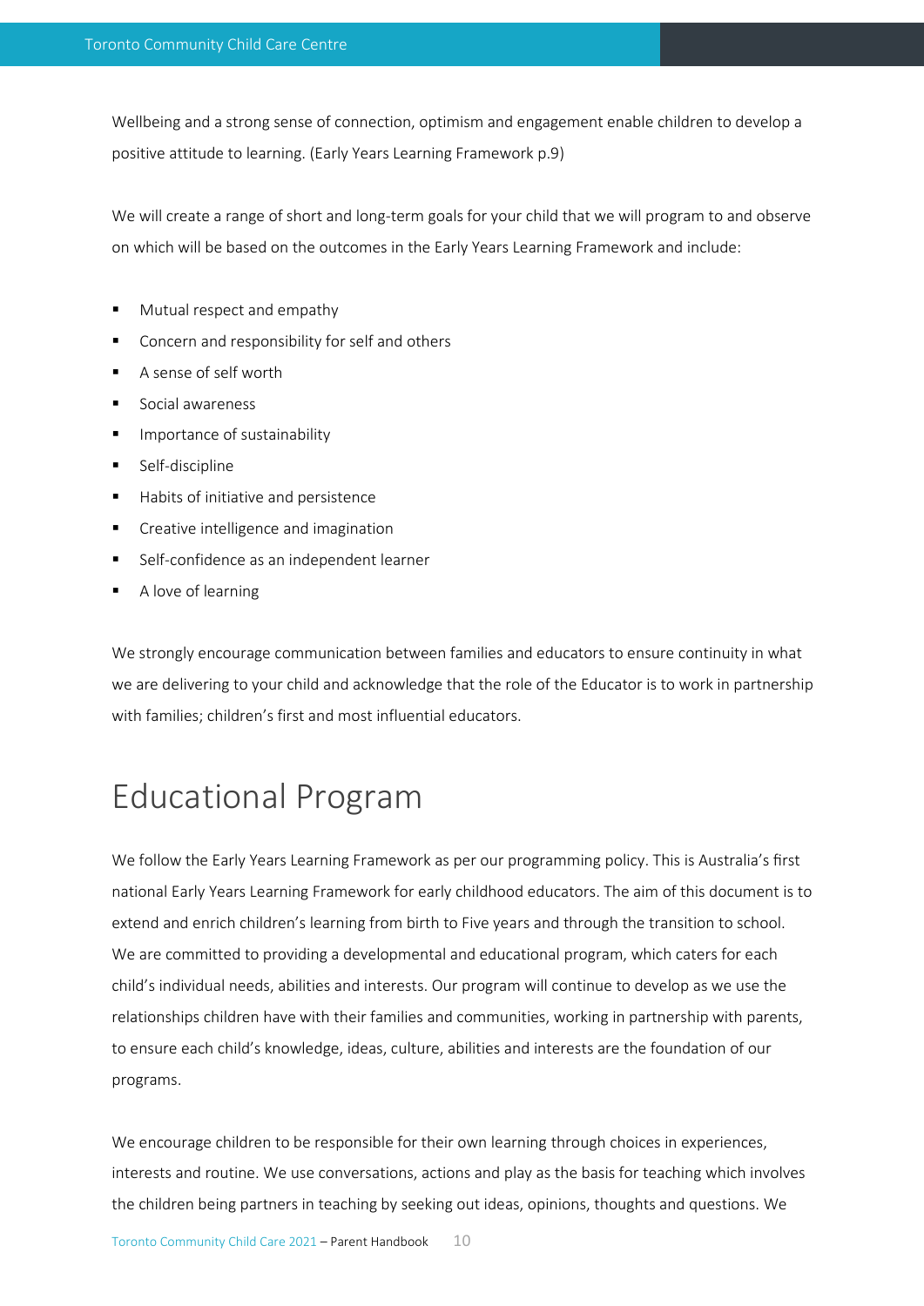Wellbeing and a strong sense of connection, optimism and engagement enable children to develop a positive attitude to learning. (Early Years Learning Framework p.9)

We will create a range of short and long-term goals for your child that we will program to and observe on which will be based on the outcomes in the Early Years Learning Framework and include:

- Mutual respect and empathy
- Concern and responsibility for self and others
- A sense of self worth
- Social awareness
- Importance of sustainability
- Self-discipline
- Habits of initiative and persistence
- Creative intelligence and imagination
- Self-confidence as an independent learner
- A love of learning

We strongly encourage communication between families and educators to ensure continuity in what we are delivering to your child and acknowledge that the role of the Educator is to work in partnership with families; children's first and most influential educators.

# Educational Program

We follow the Early Years Learning Framework as per our programming policy. This is Australia's first national Early Years Learning Framework for early childhood educators. The aim of this document is to extend and enrich children's learning from birth to Five years and through the transition to school. We are committed to providing a developmental and educational program, which caters for each child's individual needs, abilities and interests. Our program will continue to develop as we use the relationships children have with their families and communities, working in partnership with parents, to ensure each child's knowledge, ideas, culture, abilities and interests are the foundation of our programs.

We encourage children to be responsible for their own learning through choices in experiences, interests and routine. We use conversations, actions and play as the basis for teaching which involves the children being partners in teaching by seeking out ideas, opinions, thoughts and questions. We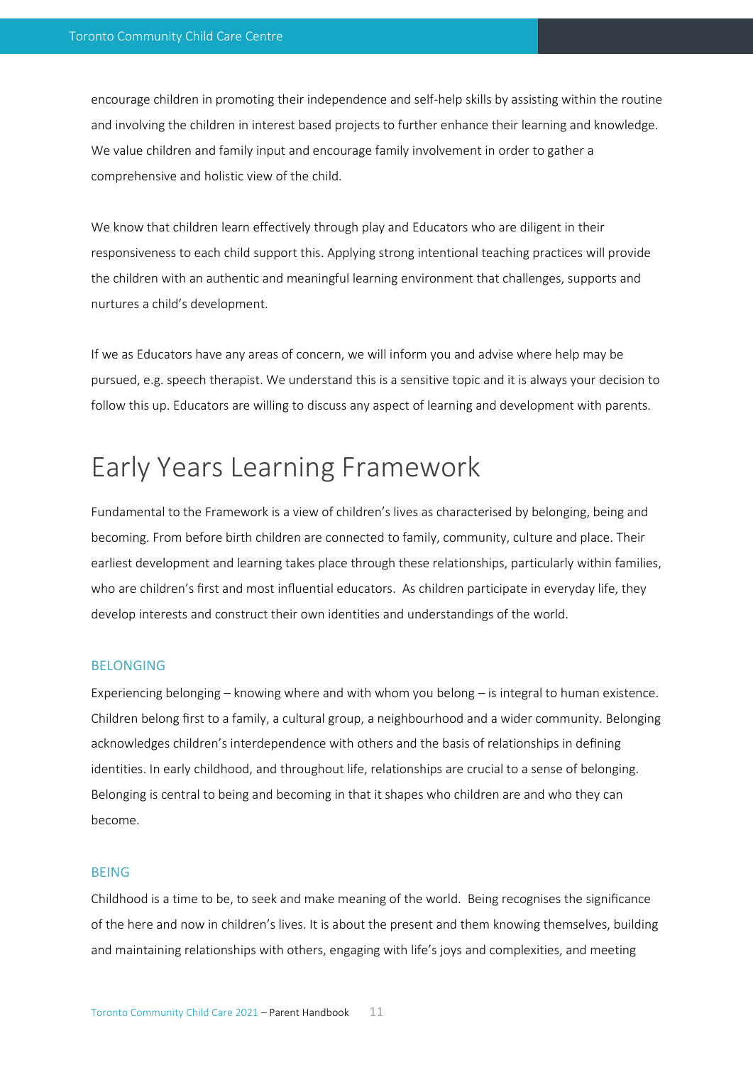encourage children in promoting their independence and self-help skills by assisting within the routine and involving the children in interest based projects to further enhance their learning and knowledge. We value children and family input and encourage family involvement in order to gather a comprehensive and holistic view of the child.

We know that children learn effectively through play and Educators who are diligent in their responsiveness to each child support this. Applying strong intentional teaching practices will provide the children with an authentic and meaningful learning environment that challenges, supports and nurtures a child's development.

If we as Educators have any areas of concern, we will inform you and advise where help may be pursued, e.g. speech therapist. We understand this is a sensitive topic and it is always your decision to follow this up. Educators are willing to discuss any aspect of learning and development with parents.

# Early Years Learning Framework

Fundamental to the Framework is a view of children's lives as characterised by belonging, being and becoming. From before birth children are connected to family, community, culture and place. Their earliest development and learning takes place through these relationships, particularly within families, who are children's first and most influential educators. As children participate in everyday life, they develop interests and construct their own identities and understandings of the world.

### BELONGING

Experiencing belonging – knowing where and with whom you belong – is integral to human existence. Children belong first to a family, a cultural group, a neighbourhood and a wider community. Belonging acknowledges children's interdependence with others and the basis of relationships in defining identities. In early childhood, and throughout life, relationships are crucial to a sense of belonging. Belonging is central to being and becoming in that it shapes who children are and who they can become.

### BEING

Childhood is a time to be, to seek and make meaning of the world. Being recognises the significance of the here and now in children's lives. It is about the present and them knowing themselves, building and maintaining relationships with others, engaging with life's joys and complexities, and meeting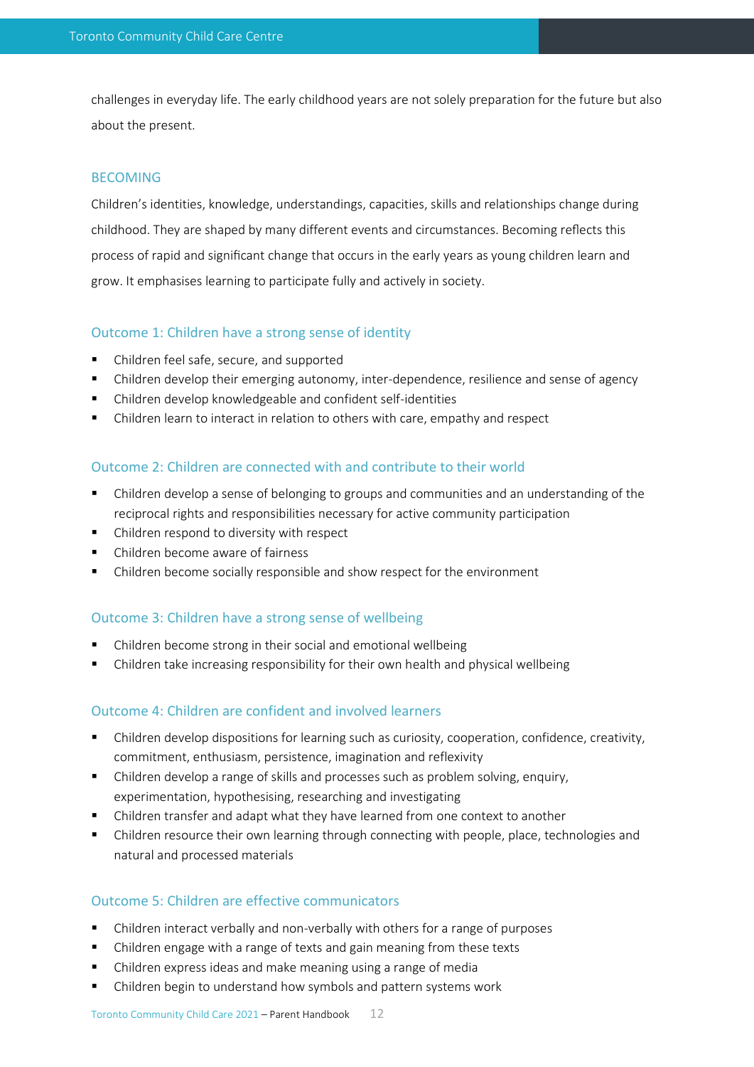challenges in everyday life. The early childhood years are not solely preparation for the future but also about the present.

### BECOMING

Children's identities, knowledge, understandings, capacities, skills and relationships change during childhood. They are shaped by many different events and circumstances. Becoming reflects this process of rapid and significant change that occurs in the early years as young children learn and grow. It emphasises learning to participate fully and actively in society.

### Outcome 1: Children have a strong sense of identity

- Children feel safe, secure, and supported
- Children develop their emerging autonomy, inter-dependence, resilience and sense of agency
- Children develop knowledgeable and confident self-identities
- Children learn to interact in relation to others with care, empathy and respect

### Outcome 2: Children are connected with and contribute to their world

- Children develop a sense of belonging to groups and communities and an understanding of the reciprocal rights and responsibilities necessary for active community participation
- Children respond to diversity with respect
- Children become aware of fairness
- Children become socially responsible and show respect for the environment

### Outcome 3: Children have a strong sense of wellbeing

- Children become strong in their social and emotional wellbeing
- Children take increasing responsibility for their own health and physical wellbeing

### Outcome 4: Children are confident and involved learners

- Children develop dispositions for learning such as curiosity, cooperation, confidence, creativity, commitment, enthusiasm, persistence, imagination and reflexivity
- Children develop a range of skills and processes such as problem solving, enquiry, experimentation, hypothesising, researching and investigating
- Children transfer and adapt what they have learned from one context to another
- Children resource their own learning through connecting with people, place, technologies and natural and processed materials

### Outcome 5: Children are effective communicators

- Children interact verbally and non-verbally with others for a range of purposes
- Children engage with a range of texts and gain meaning from these texts
- Children express ideas and make meaning using a range of media
- Children begin to understand how symbols and pattern systems work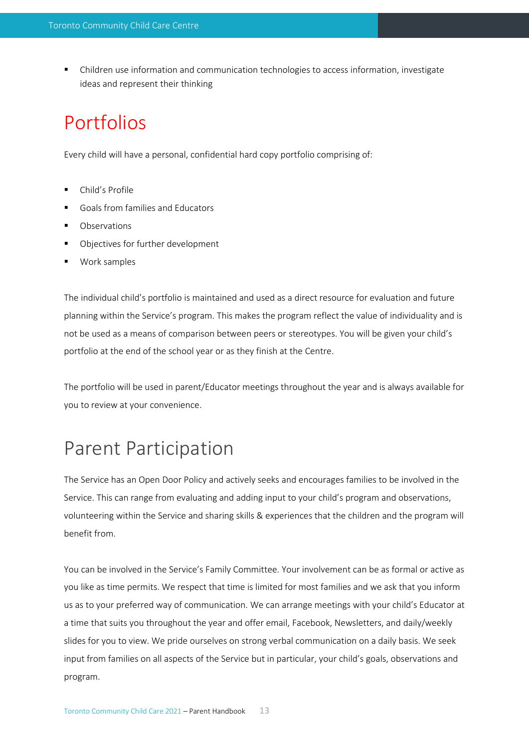- Children use information and communication technologies to access information, investigate ideas and represent their thinking

# Portfolios

Every child will have a personal, confidential hard copy portfolio comprising of:

- Child's Profile
- Goals from families and Educators
- Observations
- Objectives for further development
- Work samples

The individual child's portfolio is maintained and used as a direct resource for evaluation and future planning within the Service's program. This makes the program reflect the value of individuality and is not be used as a means of comparison between peers or stereotypes. You will be given your child's portfolio at the end of the school year or as they finish at the Centre.

The portfolio will be used in parent/Educator meetings throughout the year and is always available for you to review at your convenience.

# Parent Participation

The Service has an Open Door Policy and actively seeks and encourages families to be involved in the Service. This can range from evaluating and adding input to your child's program and observations, volunteering within the Service and sharing skills & experiences that the children and the program will benefit from.

You can be involved in the Service's Family Committee. Your involvement can be as formal or active as you like as time permits. We respect that time is limited for most families and we ask that you inform us as to your preferred way of communication. We can arrange meetings with your child's Educator at a time that suits you throughout the year and offer email, Facebook, Newsletters, and daily/weekly slides for you to view. We pride ourselves on strong verbal communication on a daily basis. We seek input from families on all aspects of the Service but in particular, your child's goals, observations and program.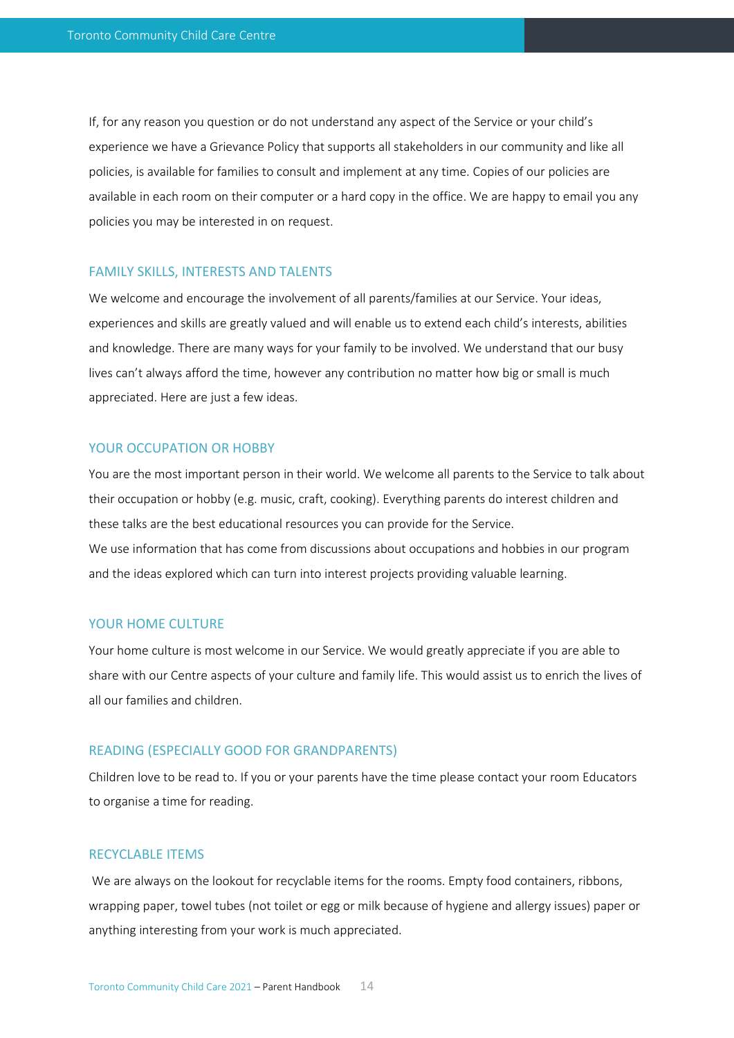If, for any reason you question or do not understand any aspect of the Service or your child's experience we have a Grievance Policy that supports all stakeholders in our community and like all policies, is available for families to consult and implement at any time. Copies of our policies are available in each room on their computer or a hard copy in the office. We are happy to email you any policies you may be interested in on request.

## FAMILY SKILLS, INTERESTS AND TALENTS

We welcome and encourage the involvement of all parents/families at our Service. Your ideas, experiences and skills are greatly valued and will enable us to extend each child's interests, abilities and knowledge. There are many ways for your family to be involved. We understand that our busy lives can't always afford the time, however any contribution no matter how big or small is much appreciated. Here are just a few ideas.

## YOUR OCCUPATION OR HOBBY

You are the most important person in their world. We welcome all parents to the Service to talk about their occupation or hobby (e.g. music, craft, cooking). Everything parents do interest children and these talks are the best educational resources you can provide for the Service.
We use information that has come from discussions about occupations and hobbies in our program and the ideas explored which can turn into interest projects providing valuable learning.

## YOUR HOME CULTURE

Your home culture is most welcome in our Service. We would greatly appreciate if you are able to share with our Centre aspects of your culture and family life. This would assist us to enrich the lives of all our families and children.

## READING (ESPECIALLY GOOD FOR GRANDPARENTS)

Children love to be read to. If you or your parents have the time please contact your room Educators to organise a time for reading.

## RECYCLABLE ITEMS

We are always on the lookout for recyclable items for the rooms. Empty food containers, ribbons, wrapping paper, towel tubes (not toilet or egg or milk because of hygiene and allergy issues) paper or anything interesting from your work is much appreciated.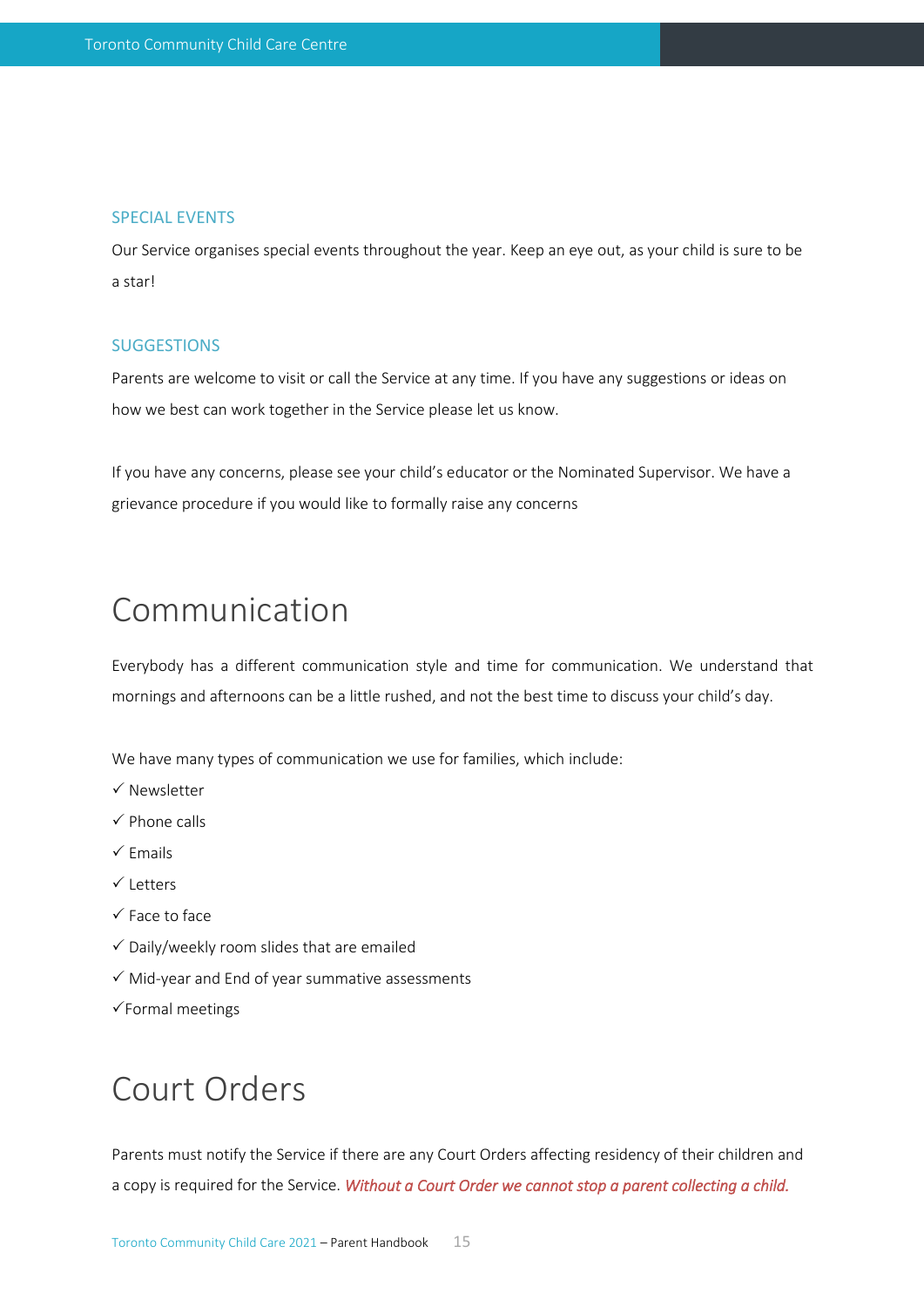### SPECIAL EVENTS

Our Service organises special events throughout the year. Keep an eye out, as your child is sure to be a star!

### SUGGESTIONS

Parents are welcome to visit or call the Service at any time. If you have any suggestions or ideas on how we best can work together in the Service please let us know.

If you have any concerns, please see your child's educator or the Nominated Supervisor. We have a grievance procedure if you would like to formally raise any concerns

## Communication

Everybody has a different communication style and time for communication. We understand that mornings and afternoons can be a little rushed, and not the best time to discuss your child's day.

We have many types of communication we use for families, which include:

- ✓ Newsletter
- ✓ Phone calls
- ✓ Emails
- ✓ Letters
- ✓ Face to face
- ✓ Daily/weekly room slides that are emailed
- ✓ Mid-year and End of year summative assessments
- ✓ Formal meetings

## Court Orders

Parents must notify the Service if there are any Court Orders affecting residency of their children and a copy is required for the Service. ***Without a Court Order we cannot stop a parent collecting a child.***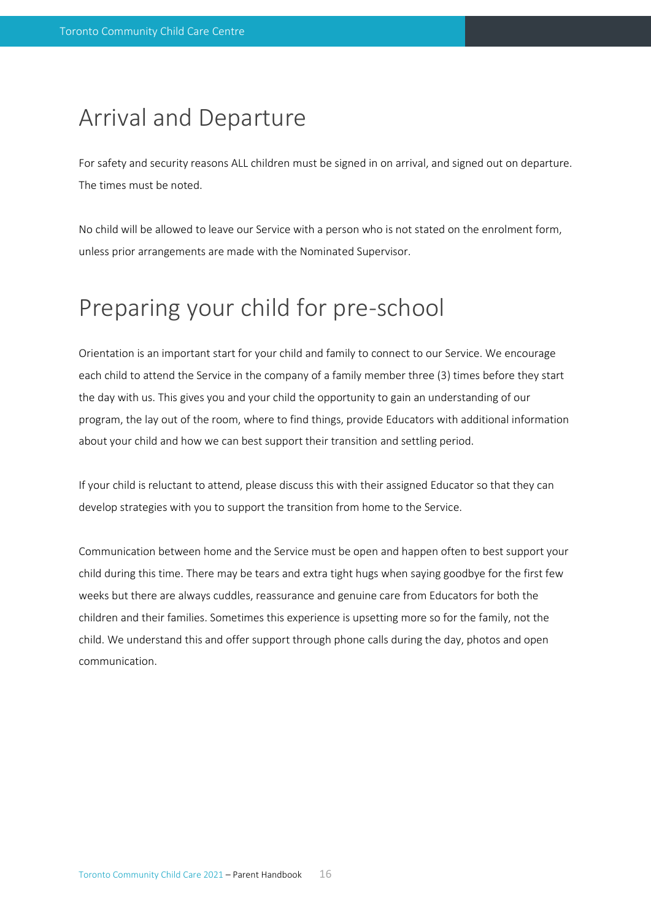# Arrival and Departure

For safety and security reasons ALL children must be signed in on arrival, and signed out on departure. The times must be noted.

No child will be allowed to leave our Service with a person who is not stated on the enrolment form, unless prior arrangements are made with the Nominated Supervisor.

# Preparing your child for pre-school

Orientation is an important start for your child and family to connect to our Service. We encourage each child to attend the Service in the company of a family member three (3) times before they start the day with us. This gives you and your child the opportunity to gain an understanding of our program, the lay out of the room, where to find things, provide Educators with additional information about your child and how we can best support their transition and settling period.

If your child is reluctant to attend, please discuss this with their assigned Educator so that they can develop strategies with you to support the transition from home to the Service.

Communication between home and the Service must be open and happen often to best support your child during this time. There may be tears and extra tight hugs when saying goodbye for the first few weeks but there are always cuddles, reassurance and genuine care from Educators for both the children and their families. Sometimes this experience is upsetting more so for the family, not the child. We understand this and offer support through phone calls during the day, photos and open communication.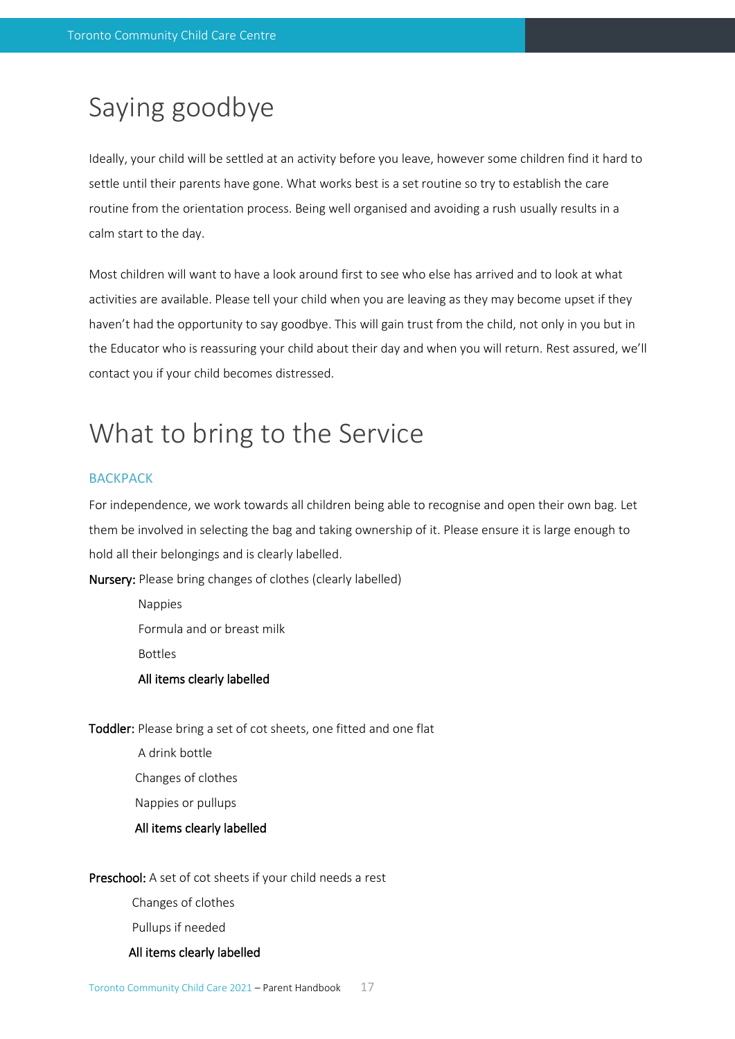# Saying goodbye

Ideally, your child will be settled at an activity before you leave, however some children find it hard to settle until their parents have gone. What works best is a set routine so try to establish the care routine from the orientation process. Being well organised and avoiding a rush usually results in a calm start to the day.

Most children will want to have a look around first to see who else has arrived and to look at what activities are available. Please tell your child when you are leaving as they may become upset if they haven't had the opportunity to say goodbye. This will gain trust from the child, not only in you but in the Educator who is reassuring your child about their day and when you will return. Rest assured, we'll contact you if your child becomes distressed.

# What to bring to the Service

## BACKPACK

For independence, we work towards all children being able to recognise and open their own bag. Let them be involved in selecting the bag and taking ownership of it. Please ensure it is large enough to hold all their belongings and is clearly labelled.

**Nursery:** Please bring changes of clothes (clearly labelled)

Nappies

Formula and or breast milk

Bottles

**All items clearly labelled**

**Toddler:** Please bring a set of cot sheets, one fitted and one flat

A drink bottle

Changes of clothes

Nappies or pullups

**All items clearly labelled**

**Preschool:** A set of cot sheets if your child needs a rest

Changes of clothes

Pullups if needed

**All items clearly labelled**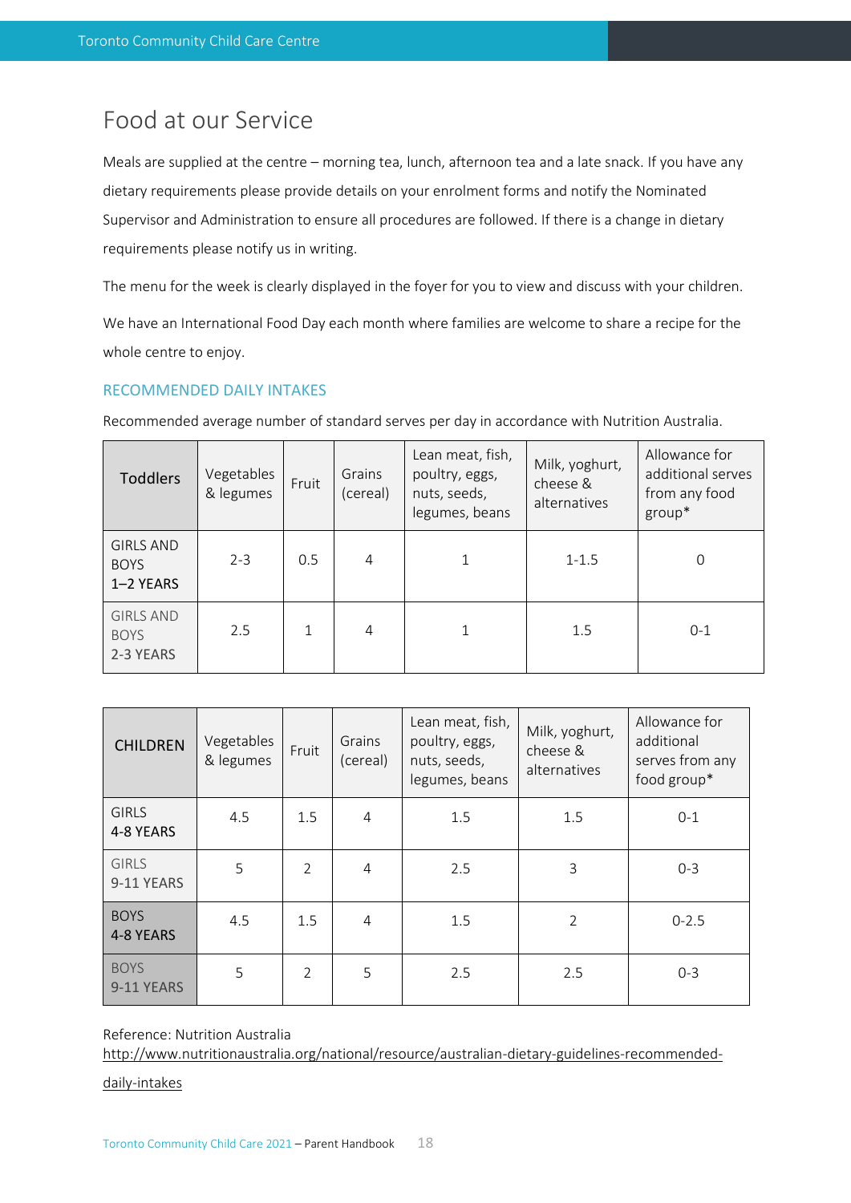# Food at our Service

Meals are supplied at the centre – morning tea, lunch, afternoon tea and a late snack. If you have any dietary requirements please provide details on your enrolment forms and notify the Nominated Supervisor and Administration to ensure all procedures are followed. If there is a change in dietary requirements please notify us in writing.

The menu for the week is clearly displayed in the foyer for you to view and discuss with your children.

We have an International Food Day each month where families are welcome to share a recipe for the whole centre to enjoy.

## RECOMMENDED DAILY INTAKES

Recommended average number of standard serves per day in accordance with Nutrition Australia.

| Toddlers | Vegetables & legumes | Fruit | Grains (cereal) | Lean meat, fish, poultry, eggs, nuts, seeds, legumes, beans | Milk, yoghurt, cheese & alternatives | Allowance for additional serves from any food group* |
|---|---|---|---|---|---|---|
| GIRLS AND BOYS 1–2 YEARS | 2-3 | 0.5 | 4 | 1 | 1-1.5 | 0 |
| GIRLS AND BOYS 2-3 YEARS | 2.5 | 1 | 4 | 1 | 1.5 | 0-1 |

| CHILDREN | Vegetables & legumes | Fruit | Grains (cereal) | Lean meat, fish, poultry, eggs, nuts, seeds, legumes, beans | Milk, yoghurt, cheese & alternatives | Allowance for additional serves from any food group* |
|---|---|---|---|---|---|---|
| GIRLS 4-8 YEARS | 4.5 | 1.5 | 4 | 1.5 | 1.5 | 0-1 |
| GIRLS 9-11 YEARS | 5 | 2 | 4 | 2.5 | 3 | 0-3 |
| BOYS 4-8 YEARS | 4.5 | 1.5 | 4 | 1.5 | 2 | 0-2.5 |
| BOYS 9-11 YEARS | 5 | 2 | 5 | 2.5 | 2.5 | 0-3 |

Reference: Nutrition Australia
http://www.nutritionaustralia.org/national/resource/australian-dietary-guidelines-recommended-daily-intakes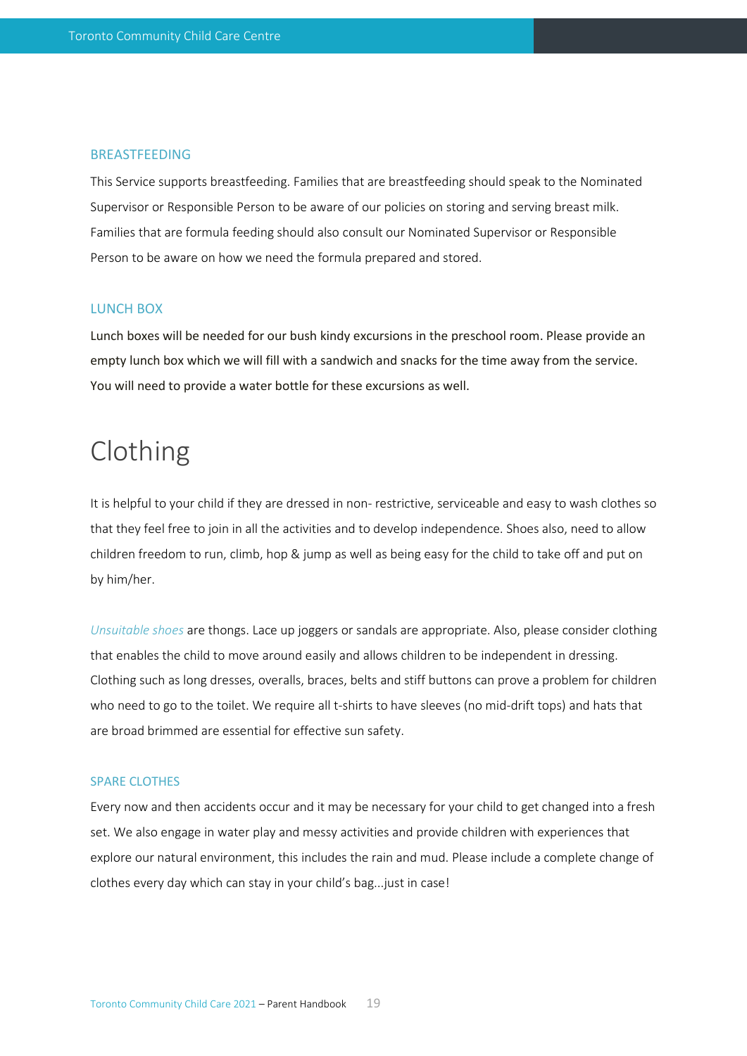### BREASTFEEDING

This Service supports breastfeeding. Families that are breastfeeding should speak to the Nominated Supervisor or Responsible Person to be aware of our policies on storing and serving breast milk. Families that are formula feeding should also consult our Nominated Supervisor or Responsible Person to be aware on how we need the formula prepared and stored.

### LUNCH BOX

Lunch boxes will be needed for our bush kindy excursions in the preschool room. Please provide an empty lunch box which we will fill with a sandwich and snacks for the time away from the service. You will need to provide a water bottle for these excursions as well.

## Clothing

It is helpful to your child if they are dressed in non- restrictive, serviceable and easy to wash clothes so that they feel free to join in all the activities and to develop independence. Shoes also, need to allow children freedom to run, climb, hop & jump as well as being easy for the child to take off and put on by him/her.

*Unsuitable shoes* are thongs. Lace up joggers or sandals are appropriate. Also, please consider clothing that enables the child to move around easily and allows children to be independent in dressing. Clothing such as long dresses, overalls, braces, belts and stiff buttons can prove a problem for children who need to go to the toilet. We require all t-shirts to have sleeves (no mid-drift tops) and hats that are broad brimmed are essential for effective sun safety.

### SPARE CLOTHES

Every now and then accidents occur and it may be necessary for your child to get changed into a fresh set. We also engage in water play and messy activities and provide children with experiences that explore our natural environment, this includes the rain and mud. Please include a complete change of clothes every day which can stay in your child's bag...just in case!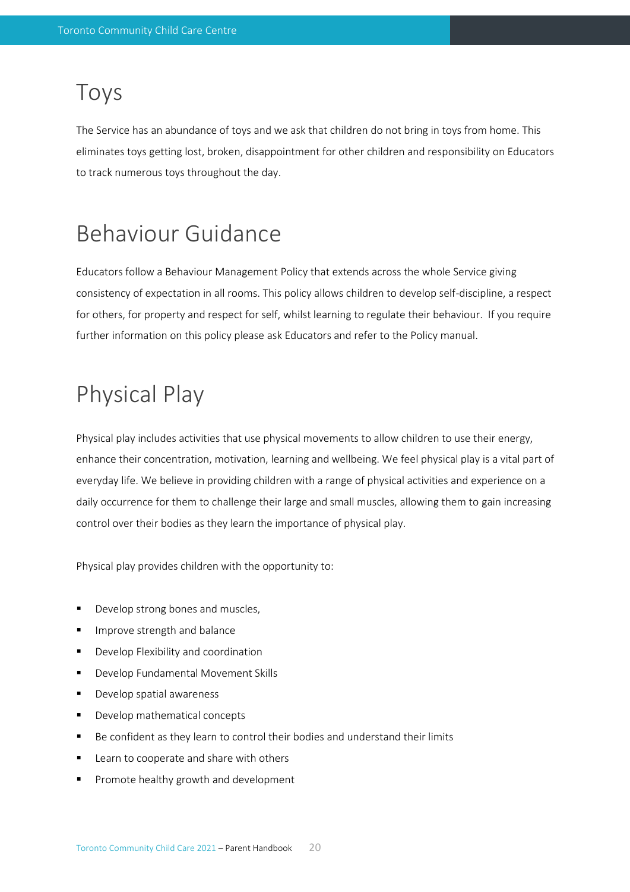# Toys

The Service has an abundance of toys and we ask that children do not bring in toys from home. This eliminates toys getting lost, broken, disappointment for other children and responsibility on Educators to track numerous toys throughout the day.

# Behaviour Guidance

Educators follow a Behaviour Management Policy that extends across the whole Service giving consistency of expectation in all rooms. This policy allows children to develop self-discipline, a respect for others, for property and respect for self, whilst learning to regulate their behaviour.  If you require further information on this policy please ask Educators and refer to the Policy manual.

# Physical Play

Physical play includes activities that use physical movements to allow children to use their energy, enhance their concentration, motivation, learning and wellbeing. We feel physical play is a vital part of everyday life. We believe in providing children with a range of physical activities and experience on a daily occurrence for them to challenge their large and small muscles, allowing them to gain increasing control over their bodies as they learn the importance of physical play.

Physical play provides children with the opportunity to:

- Develop strong bones and muscles,
- Improve strength and balance
- Develop Flexibility and coordination
- Develop Fundamental Movement Skills
- Develop spatial awareness
- Develop mathematical concepts
- Be confident as they learn to control their bodies and understand their limits
- Learn to cooperate and share with others
- Promote healthy growth and development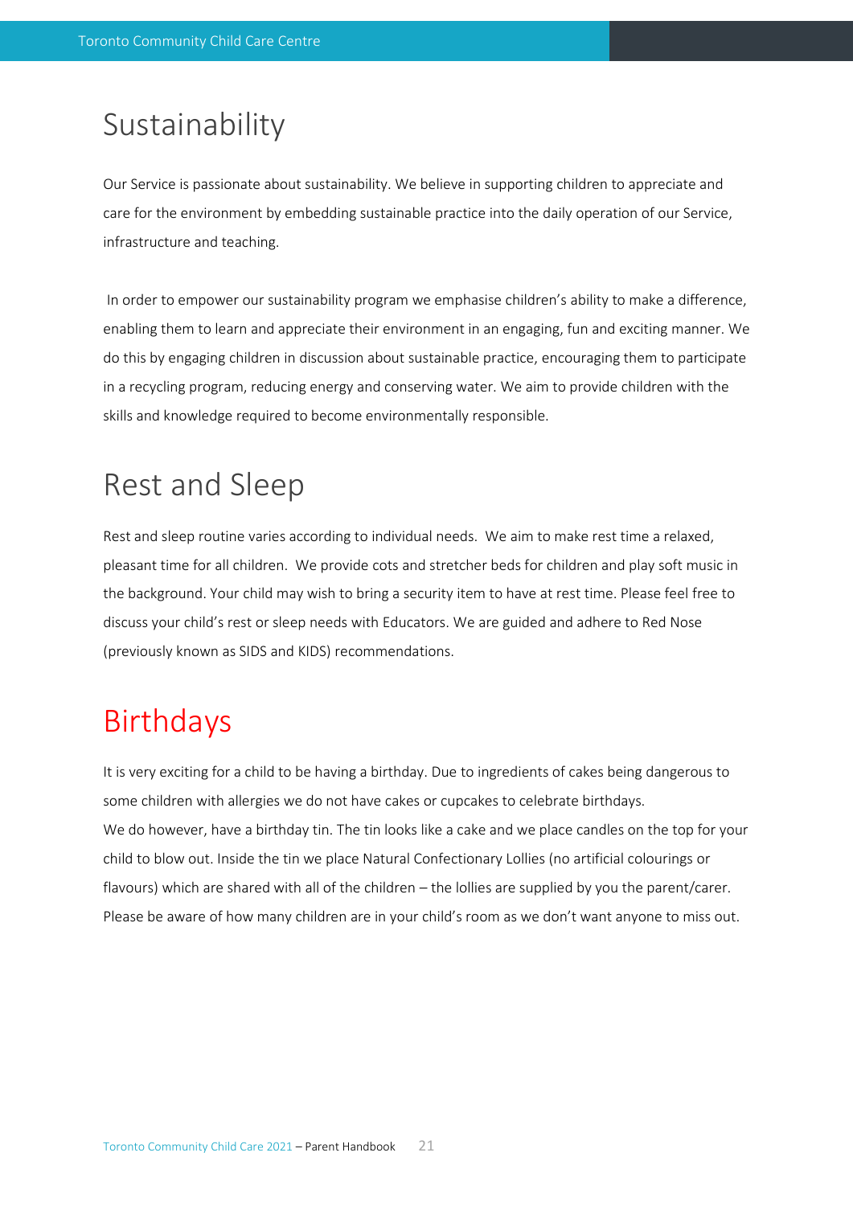# Sustainability

Our Service is passionate about sustainability. We believe in supporting children to appreciate and care for the environment by embedding sustainable practice into the daily operation of our Service, infrastructure and teaching.

In order to empower our sustainability program we emphasise children's ability to make a difference, enabling them to learn and appreciate their environment in an engaging, fun and exciting manner. We do this by engaging children in discussion about sustainable practice, encouraging them to participate in a recycling program, reducing energy and conserving water. We aim to provide children with the skills and knowledge required to become environmentally responsible.

# Rest and Sleep

Rest and sleep routine varies according to individual needs. We aim to make rest time a relaxed, pleasant time for all children. We provide cots and stretcher beds for children and play soft music in the background. Your child may wish to bring a security item to have at rest time. Please feel free to discuss your child's rest or sleep needs with Educators. We are guided and adhere to Red Nose (previously known as SIDS and KIDS) recommendations.

# Birthdays

It is very exciting for a child to be having a birthday. Due to ingredients of cakes being dangerous to some children with allergies we do not have cakes or cupcakes to celebrate birthdays.
We do however, have a birthday tin. The tin looks like a cake and we place candles on the top for your child to blow out. Inside the tin we place Natural Confectionary Lollies (no artificial colourings or flavours) which are shared with all of the children – the lollies are supplied by you the parent/carer. Please be aware of how many children are in your child's room as we don't want anyone to miss out.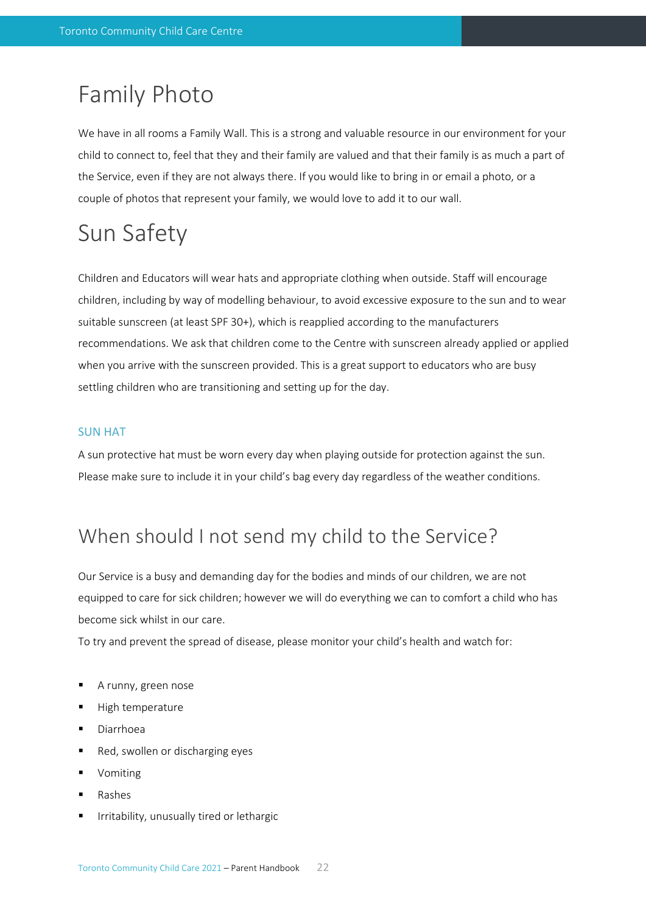# Family Photo

We have in all rooms a Family Wall. This is a strong and valuable resource in our environment for your child to connect to, feel that they and their family are valued and that their family is as much a part of the Service, even if they are not always there. If you would like to bring in or email a photo, or a couple of photos that represent your family, we would love to add it to our wall.

# Sun Safety

Children and Educators will wear hats and appropriate clothing when outside. Staff will encourage children, including by way of modelling behaviour, to avoid excessive exposure to the sun and to wear suitable sunscreen (at least SPF 30+), which is reapplied according to the manufacturers recommendations. We ask that children come to the Centre with sunscreen already applied or applied when you arrive with the sunscreen provided. This is a great support to educators who are busy settling children who are transitioning and setting up for the day.

### SUN HAT

A sun protective hat must be worn every day when playing outside for protection against the sun. Please make sure to include it in your child's bag every day regardless of the weather conditions.

## When should I not send my child to the Service?

Our Service is a busy and demanding day for the bodies and minds of our children, we are not equipped to care for sick children; however we will do everything we can to comfort a child who has become sick whilst in our care.

To try and prevent the spread of disease, please monitor your child's health and watch for:

- A runny, green nose
- High temperature
- Diarrhoea
- Red, swollen or discharging eyes
- Vomiting
- Rashes
- Irritability, unusually tired or lethargic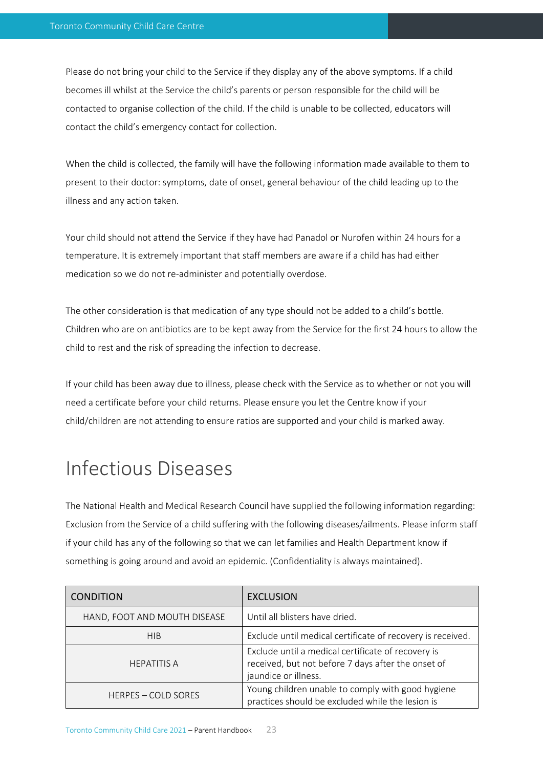Please do not bring your child to the Service if they display any of the above symptoms. If a child becomes ill whilst at the Service the child's parents or person responsible for the child will be contacted to organise collection of the child. If the child is unable to be collected, educators will contact the child's emergency contact for collection.

When the child is collected, the family will have the following information made available to them to present to their doctor: symptoms, date of onset, general behaviour of the child leading up to the illness and any action taken.

Your child should not attend the Service if they have had Panadol or Nurofen within 24 hours for a temperature. It is extremely important that staff members are aware if a child has had either medication so we do not re-administer and potentially overdose.

The other consideration is that medication of any type should not be added to a child's bottle. Children who are on antibiotics are to be kept away from the Service for the first 24 hours to allow the child to rest and the risk of spreading the infection to decrease.

If your child has been away due to illness, please check with the Service as to whether or not you will need a certificate before your child returns. Please ensure you let the Centre know if your child/children are not attending to ensure ratios are supported and your child is marked away.

# Infectious Diseases

The National Health and Medical Research Council have supplied the following information regarding: Exclusion from the Service of a child suffering with the following diseases/ailments. Please inform staff if your child has any of the following so that we can let families and Health Department know if something is going around and avoid an epidemic. (Confidentiality is always maintained).

| CONDITION | EXCLUSION |
|---|---|
| HAND, FOOT AND MOUTH DISEASE | Until all blisters have dried. |
| HIB | Exclude until medical certificate of recovery is received. |
| HEPATITIS A | Exclude until a medical certificate of recovery is received, but not before 7 days after the onset of jaundice or illness. |
| HERPES – COLD SORES | Young children unable to comply with good hygiene practices should be excluded while the lesion is |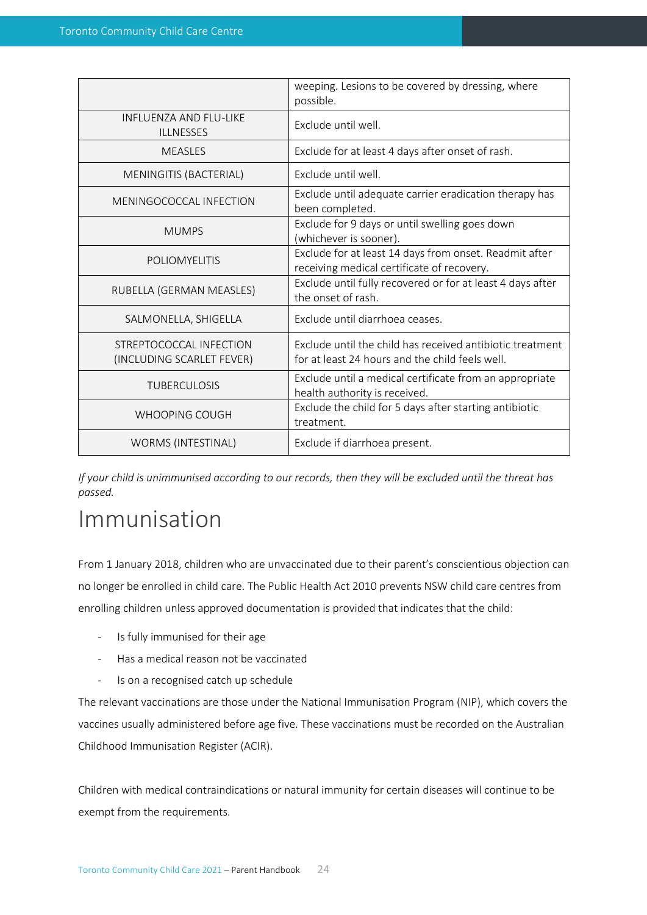| | |
|---|---|
| | weeping. Lesions to be covered by dressing, where possible. |
| INFLUENZA AND FLU-LIKE ILLNESSES | Exclude until well. |
| MEASLES | Exclude for at least 4 days after onset of rash. |
| MENINGITIS (BACTERIAL) | Exclude until well. |
| MENINGOCOCCAL INFECTION | Exclude until adequate carrier eradication therapy has been completed. |
| MUMPS | Exclude for 9 days or until swelling goes down (whichever is sooner). |
| POLIOMYELITIS | Exclude for at least 14 days from onset. Readmit after receiving medical certificate of recovery. |
| RUBELLA (GERMAN MEASLES) | Exclude until fully recovered or for at least 4 days after the onset of rash. |
| SALMONELLA, SHIGELLA | Exclude until diarrhoea ceases. |
| STREPTOCOCCAL INFECTION (INCLUDING SCARLET FEVER) | Exclude until the child has received antibiotic treatment for at least 24 hours and the child feels well. |
| TUBERCULOSIS | Exclude until a medical certificate from an appropriate health authority is received. |
| WHOOPING COUGH | Exclude the child for 5 days after starting antibiotic treatment. |
| WORMS (INTESTINAL) | Exclude if diarrhoea present. |

*If your child is unimmunised according to our records, then they will be excluded until the threat has passed.*

# Immunisation

From 1 January 2018, children who are unvaccinated due to their parent's conscientious objection can no longer be enrolled in child care. The Public Health Act 2010 prevents NSW child care centres from enrolling children unless approved documentation is provided that indicates that the child:

- Is fully immunised for their age
- Has a medical reason not be vaccinated
- Is on a recognised catch up schedule

The relevant vaccinations are those under the National Immunisation Program (NIP), which covers the vaccines usually administered before age five. These vaccinations must be recorded on the Australian Childhood Immunisation Register (ACIR).

Children with medical contraindications or natural immunity for certain diseases will continue to be exempt from the requirements.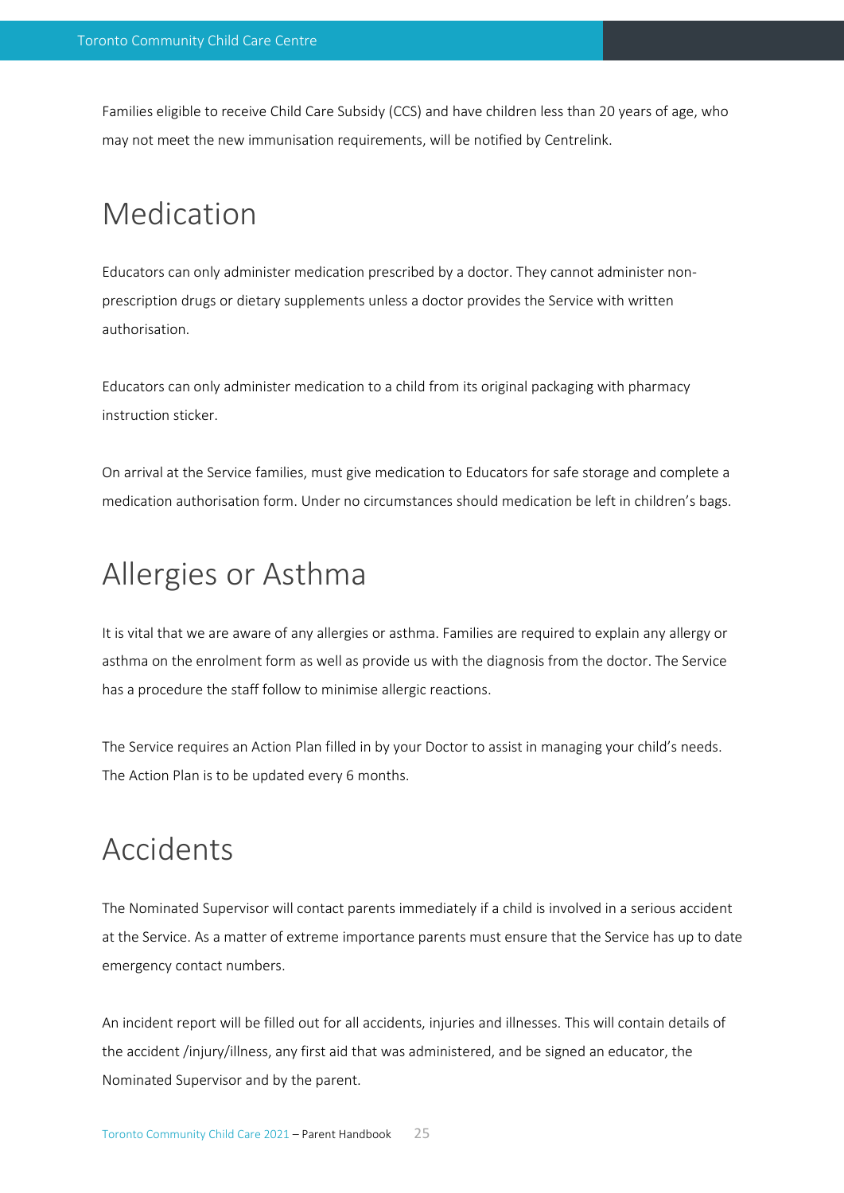Families eligible to receive Child Care Subsidy (CCS) and have children less than 20 years of age, who may not meet the new immunisation requirements, will be notified by Centrelink.

# Medication

Educators can only administer medication prescribed by a doctor. They cannot administer non-prescription drugs or dietary supplements unless a doctor provides the Service with written authorisation.

Educators can only administer medication to a child from its original packaging with pharmacy instruction sticker.

On arrival at the Service families, must give medication to Educators for safe storage and complete a medication authorisation form. Under no circumstances should medication be left in children's bags.

# Allergies or Asthma

It is vital that we are aware of any allergies or asthma. Families are required to explain any allergy or asthma on the enrolment form as well as provide us with the diagnosis from the doctor. The Service has a procedure the staff follow to minimise allergic reactions.

The Service requires an Action Plan filled in by your Doctor to assist in managing your child's needs. The Action Plan is to be updated every 6 months.

# Accidents

The Nominated Supervisor will contact parents immediately if a child is involved in a serious accident at the Service. As a matter of extreme importance parents must ensure that the Service has up to date emergency contact numbers.

An incident report will be filled out for all accidents, injuries and illnesses. This will contain details of the accident /injury/illness, any first aid that was administered, and be signed an educator, the Nominated Supervisor and by the parent.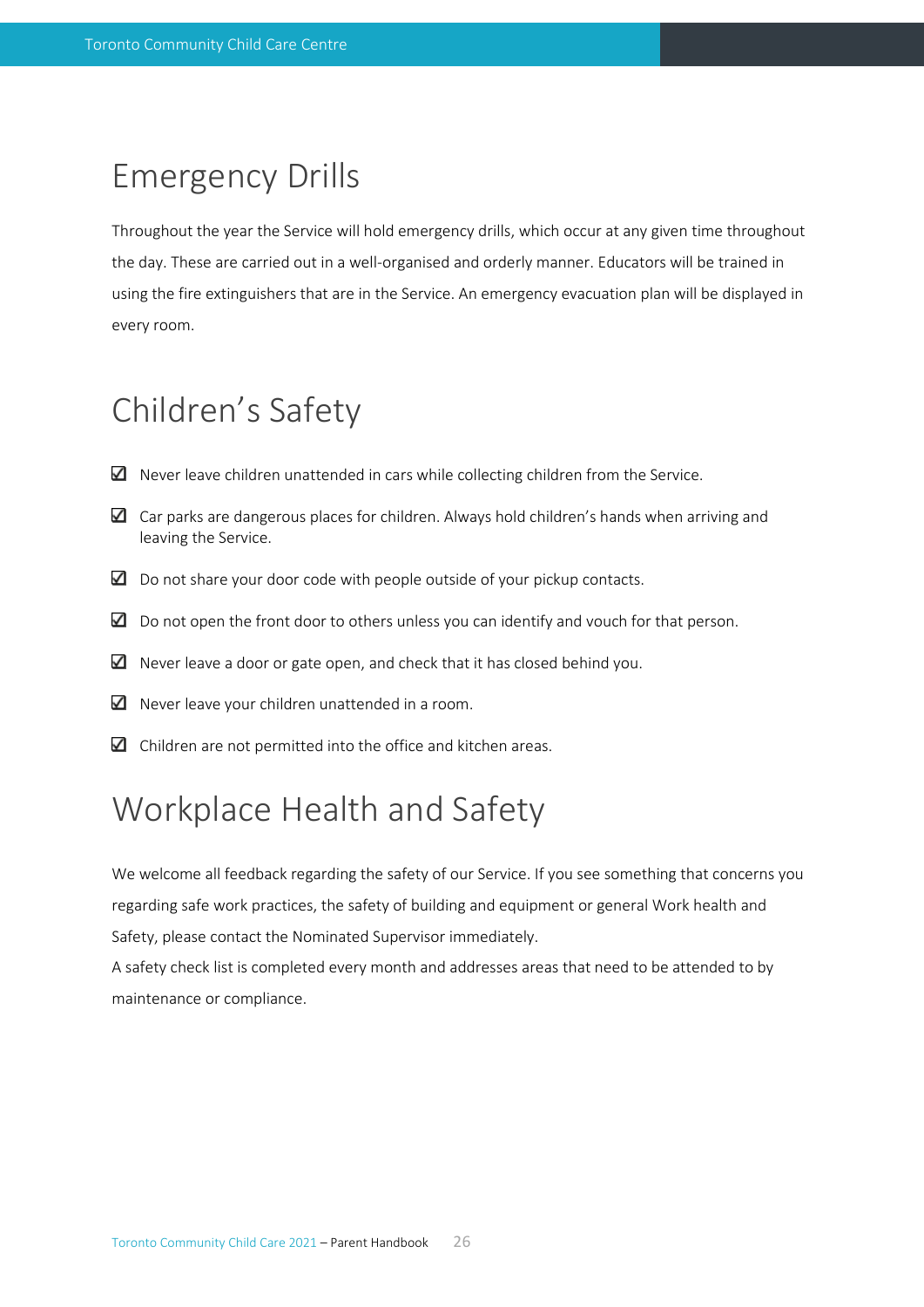# Emergency Drills

Throughout the year the Service will hold emergency drills, which occur at any given time throughout the day. These are carried out in a well-organised and orderly manner. Educators will be trained in using the fire extinguishers that are in the Service. An emergency evacuation plan will be displayed in every room.

# Children's Safety

- ☑ Never leave children unattended in cars while collecting children from the Service.
- ☑ Car parks are dangerous places for children. Always hold children's hands when arriving and leaving the Service.
- ☑ Do not share your door code with people outside of your pickup contacts.
- ☑ Do not open the front door to others unless you can identify and vouch for that person.
- ☑ Never leave a door or gate open, and check that it has closed behind you.
- ☑ Never leave your children unattended in a room.
- ☑ Children are not permitted into the office and kitchen areas.

# Workplace Health and Safety

We welcome all feedback regarding the safety of our Service. If you see something that concerns you regarding safe work practices, the safety of building and equipment or general Work health and Safety, please contact the Nominated Supervisor immediately.

A safety check list is completed every month and addresses areas that need to be attended to by maintenance or compliance.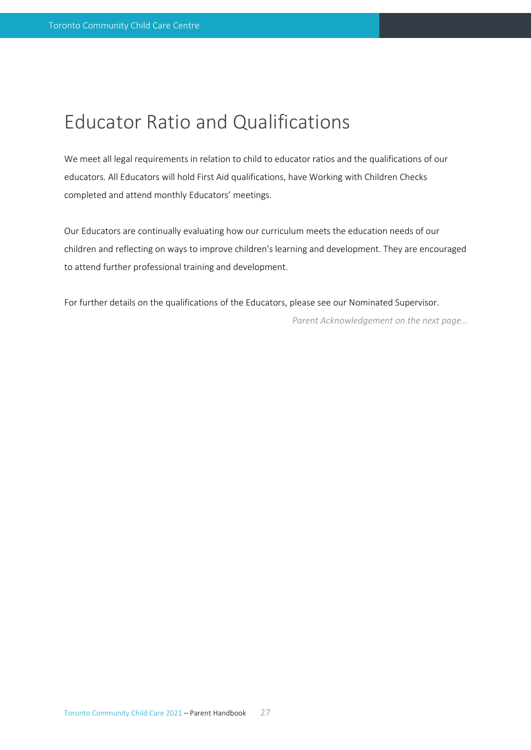# Educator Ratio and Qualifications

We meet all legal requirements in relation to child to educator ratios and the qualifications of our educators. All Educators will hold First Aid qualifications, have Working with Children Checks completed and attend monthly Educators' meetings.

Our Educators are continually evaluating how our curriculum meets the education needs of our children and reflecting on ways to improve children's learning and development. They are encouraged to attend further professional training and development.

For further details on the qualifications of the Educators, please see our Nominated Supervisor.

*Parent Acknowledgement on the next page…*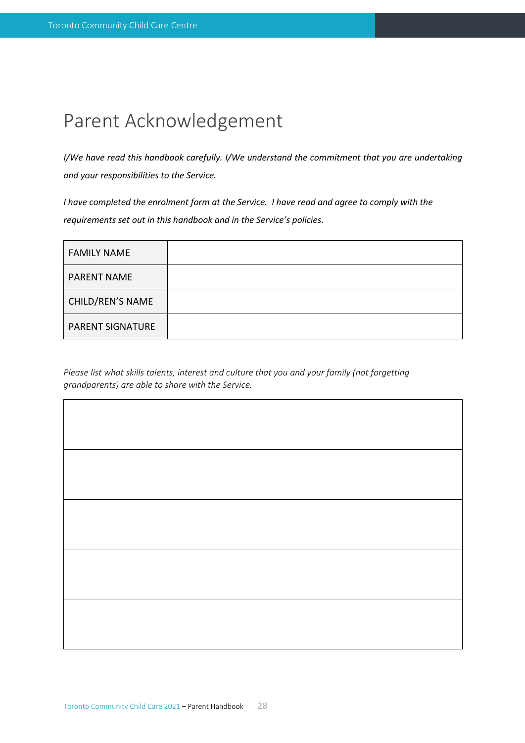# Parent Acknowledgement

*I/We have read this handbook carefully. I/We understand the commitment that you are undertaking and your responsibilities to the Service.*

*I have completed the enrolment form at the Service. I have read and agree to comply with the requirements set out in this handbook and in the Service's policies.*

| | |
|---|---|
| FAMILY NAME | |
| PARENT NAME | |
| CHILD/REN'S NAME | |
| PARENT SIGNATURE | |

*Please list what skills talents, interest and culture that you and your family (not forgetting grandparents) are able to share with the Service.*

| |
|---|
| |
| |
| |
| |
| |